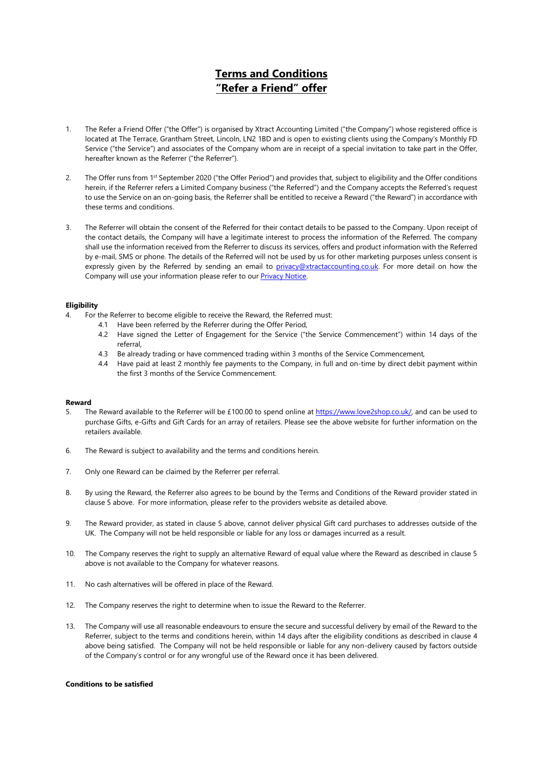# Terms and Conditions
# "Refer a Friend" offer

1. The Refer a Friend Offer ("the Offer") is organised by Xtract Accounting Limited ("the Company") whose registered office is located at The Terrace, Grantham Street, Lincoln, LN2 1BD and is open to existing clients using the Company's Monthly FD Service ("the Service") and associates of the Company whom are in receipt of a special invitation to take part in the Offer, hereafter known as the Referrer ("the Referrer").

2. The Offer runs from 1st September 2020 ("the Offer Period") and provides that, subject to eligibility and the Offer conditions herein, if the Referrer refers a Limited Company business ("the Referred") and the Company accepts the Referred's request to use the Service on an on-going basis, the Referrer shall be entitled to receive a Reward ("the Reward") in accordance with these terms and conditions.

3. The Referrer will obtain the consent of the Referred for their contact details to be passed to the Company. Upon receipt of the contact details, the Company will have a legitimate interest to process the information of the Referred. The company shall use the information received from the Referrer to discuss its services, offers and product information with the Referred by e-mail, SMS or phone. The details of the Referred will not be used by us for other marketing purposes unless consent is expressly given by the Referred by sending an email to [privacy@xtractaccounting.co.uk](mailto:privacy@xtractaccounting.co.uk). For more detail on how the Company will use your information please refer to our [Privacy Notice](#).

**Eligibility**

4. For the Referrer to become eligible to receive the Reward, the Referred must:
   - 4.1 Have been referred by the Referrer during the Offer Period,
   - 4.2 Have signed the Letter of Engagement for the Service ("the Service Commencement") within 14 days of the referral,
   - 4.3 Be already trading or have commenced trading within 3 months of the Service Commencement,
   - 4.4 Have paid at least 2 monthly fee payments to the Company, in full and on-time by direct debit payment within the first 3 months of the Service Commencement.

**Reward**

5. The Reward available to the Referrer will be £100.00 to spend online at [https://www.love2shop.co.uk/](https://www.love2shop.co.uk/), and can be used to purchase Gifts, e-Gifts and Gift Cards for an array of retailers. Please see the above website for further information on the retailers available.

6. The Reward is subject to availability and the terms and conditions herein.

7. Only one Reward can be claimed by the Referrer per referral.

8. By using the Reward, the Referrer also agrees to be bound by the Terms and Conditions of the Reward provider stated in clause 5 above. For more information, please refer to the providers website as detailed above.

9. The Reward provider, as stated in clause 5 above, cannot deliver physical Gift card purchases to addresses outside of the UK. The Company will not be held responsible or liable for any loss or damages incurred as a result.

10. The Company reserves the right to supply an alternative Reward of equal value where the Reward as described in clause 5 above is not available to the Company for whatever reasons.

11. No cash alternatives will be offered in place of the Reward.

12. The Company reserves the right to determine when to issue the Reward to the Referrer.

13. The Company will use all reasonable endeavours to ensure the secure and successful delivery by email of the Reward to the Referrer, subject to the terms and conditions herein, within 14 days after the eligibility conditions as described in clause 4 above being satisfied. The Company will not be held responsible or liable for any non-delivery caused by factors outside of the Company's control or for any wrongful use of the Reward once it has been delivered.

**Conditions to be satisfied**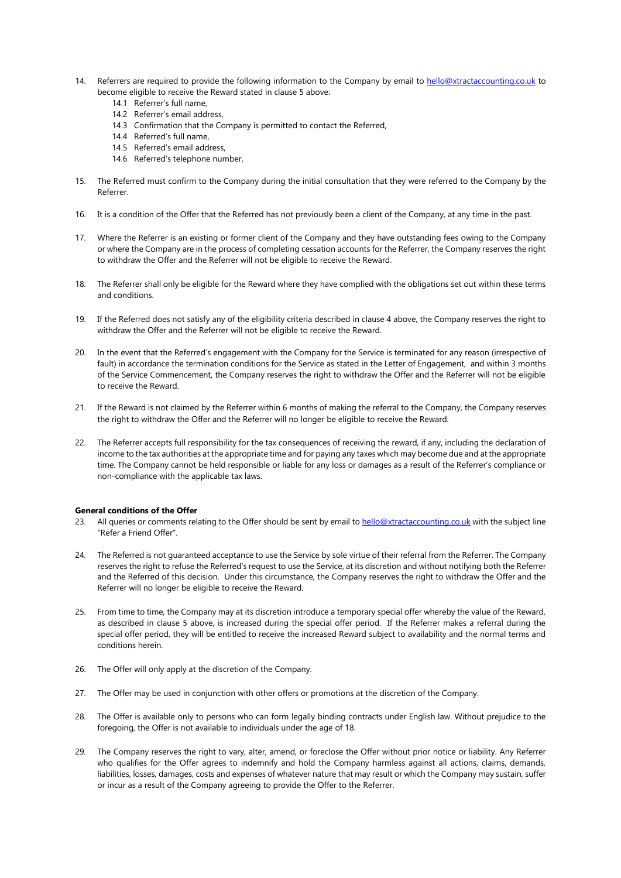14. Referrers are required to provide the following information to the Company by email to hello@xtractaccounting.co.uk to become eligible to receive the Reward stated in clause 5 above:
    14.1 Referrer's full name,
    14.2 Referrer's email address,
    14.3 Confirmation that the Company is permitted to contact the Referred,
    14.4 Referred's full name,
    14.5 Referred's email address,
    14.6 Referred's telephone number,

15. The Referred must confirm to the Company during the initial consultation that they were referred to the Company by the Referrer.

16. It is a condition of the Offer that the Referred has not previously been a client of the Company, at any time in the past.

17. Where the Referrer is an existing or former client of the Company and they have outstanding fees owing to the Company or where the Company are in the process of completing cessation accounts for the Referrer, the Company reserves the right to withdraw the Offer and the Referrer will not be eligible to receive the Reward.

18. The Referrer shall only be eligible for the Reward where they have complied with the obligations set out within these terms and conditions.

19. If the Referred does not satisfy any of the eligibility criteria described in clause 4 above, the Company reserves the right to withdraw the Offer and the Referrer will not be eligible to receive the Reward.

20. In the event that the Referred's engagement with the Company for the Service is terminated for any reason (irrespective of fault) in accordance the termination conditions for the Service as stated in the Letter of Engagement, and within 3 months of the Service Commencement, the Company reserves the right to withdraw the Offer and the Referrer will not be eligible to receive the Reward.

21. If the Reward is not claimed by the Referrer within 6 months of making the referral to the Company, the Company reserves the right to withdraw the Offer and the Referrer will no longer be eligible to receive the Reward.

22. The Referrer accepts full responsibility for the tax consequences of receiving the reward, if any, including the declaration of income to the tax authorities at the appropriate time and for paying any taxes which may become due and at the appropriate time. The Company cannot be held responsible or liable for any loss or damages as a result of the Referrer's compliance or non-compliance with the applicable tax laws.

**General conditions of the Offer**

23. All queries or comments relating to the Offer should be sent by email to hello@xtractaccounting.co.uk with the subject line "Refer a Friend Offer".

24. The Referred is not guaranteed acceptance to use the Service by sole virtue of their referral from the Referrer. The Company reserves the right to refuse the Referred's request to use the Service, at its discretion and without notifying both the Referrer and the Referred of this decision. Under this circumstance, the Company reserves the right to withdraw the Offer and the Referrer will no longer be eligible to receive the Reward.

25. From time to time, the Company may at its discretion introduce a temporary special offer whereby the value of the Reward, as described in clause 5 above, is increased during the special offer period. If the Referrer makes a referral during the special offer period, they will be entitled to receive the increased Reward subject to availability and the normal terms and conditions herein.

26. The Offer will only apply at the discretion of the Company.

27. The Offer may be used in conjunction with other offers or promotions at the discretion of the Company.

28. The Offer is available only to persons who can form legally binding contracts under English law. Without prejudice to the foregoing, the Offer is not available to individuals under the age of 18.

29. The Company reserves the right to vary, alter, amend, or foreclose the Offer without prior notice or liability. Any Referrer who qualifies for the Offer agrees to indemnify and hold the Company harmless against all actions, claims, demands, liabilities, losses, damages, costs and expenses of whatever nature that may result or which the Company may sustain, suffer or incur as a result of the Company agreeing to provide the Offer to the Referrer.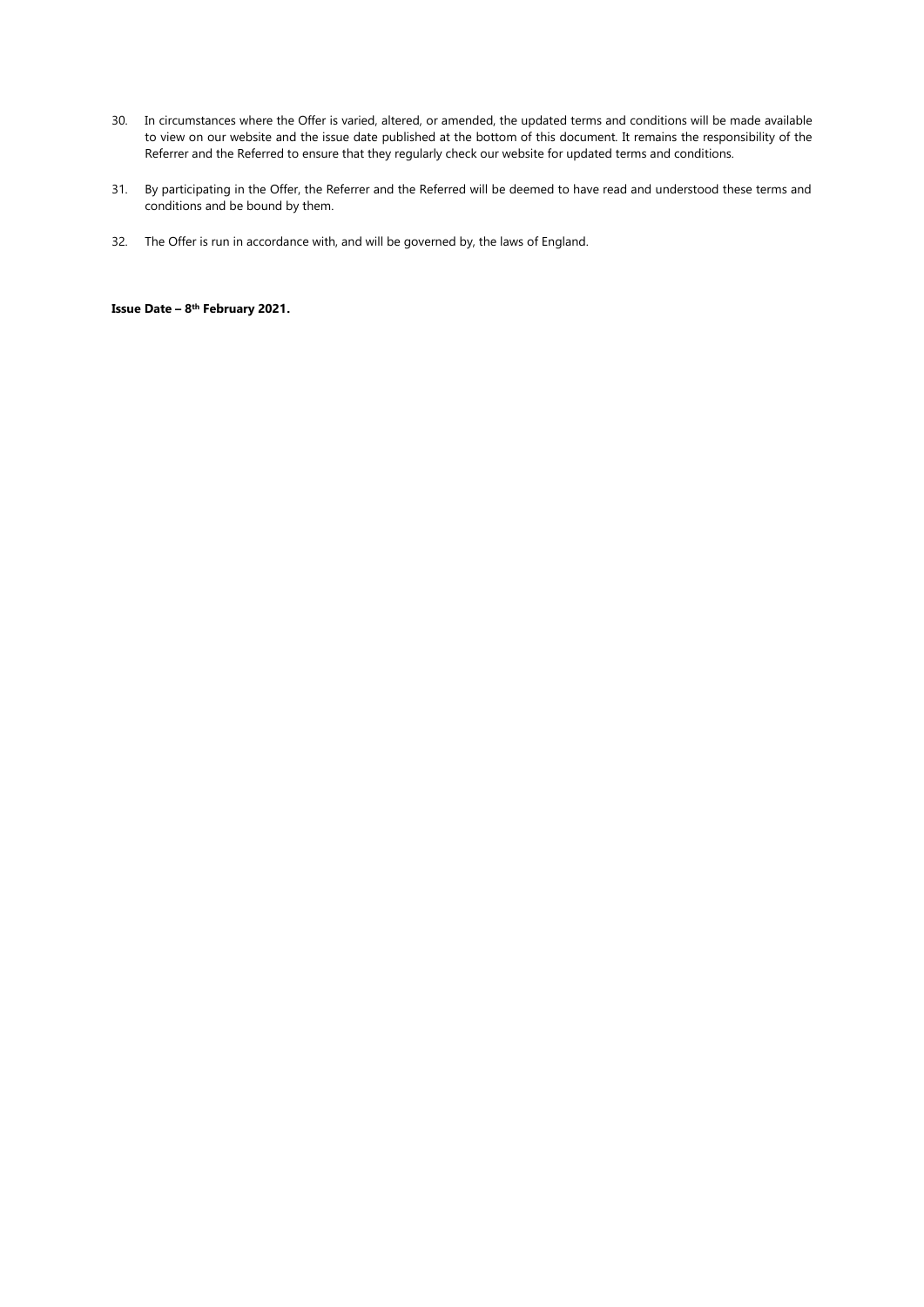30. In circumstances where the Offer is varied, altered, or amended, the updated terms and conditions will be made available to view on our website and the issue date published at the bottom of this document. It remains the responsibility of the Referrer and the Referred to ensure that they regularly check our website for updated terms and conditions.

31. By participating in the Offer, the Referrer and the Referred will be deemed to have read and understood these terms and conditions and be bound by them.

32. The Offer is run in accordance with, and will be governed by, the laws of England.

**Issue Date – 8th February 2021.**